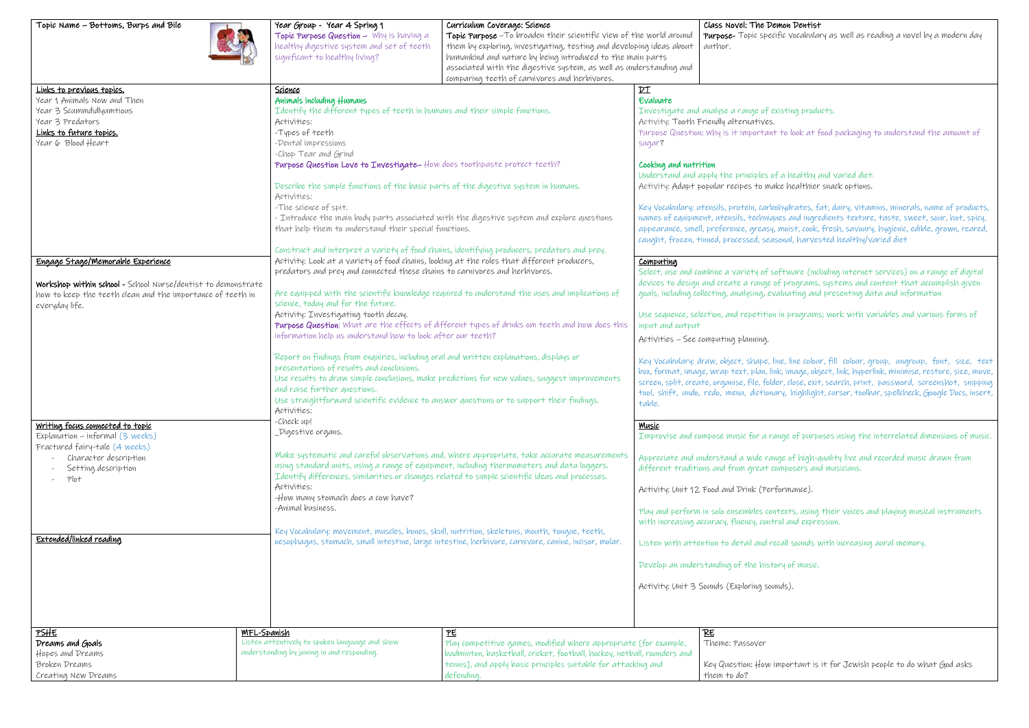## Topic Name – Bottoms, Burps and Bile

**Year Group - Year 4 Spring 1**

**Topic Purpose Question –** Why is having a healthy digestive system and set of teeth significant to healthy living?

**Curriculum Coverage: Science**

**Topic Purpose** –To broaden their scientific view of the world around them by exploring, investigating, testing and developing ideas about humankind and nature by being introduced to the main parts associated with the digestive system, as well as understanding and comparing teeth of carnivores and herbivores.

**Class Novel: The Demon Dentist**

**Purpose-** Topic specific vocabulary as well as reading a novel by a modern day author.

### Links to previous topics.

Year 1 Animals Now and Then
Year 3 Scummdidlyumtious
Year 3 Predators

### Links to future topics.

Year 6 Blood Heart

### Engage Stage/Memorable Experience

**Workshop within school -** School Nurse/dentist to demonstrate how to keep the teeth clean and the importance of teeth in everyday life.

### Writing focus connected to topic

Explanation – informal (3 weeks)
Fractured fairy-tale (4 weeks)

- Character description
- Setting description
- Plot

### Extended/linked reading

### Science

**Animals including Humans**

Identify the different types of teeth in humans and their simple functions.

Activities:
-Types of teeth
-Dental impressions
-Chop Tear and Grind

**Purpose Question Love to Investigate–** How does toothpaste protect teeth?

Describe the simple functions of the basic parts of the digestive system in humans.

Activities:
-The science of spit.
- Introduce the main body parts associated with the digestive system and explore questions that help them to understand their special functions.

Construct and interpret a variety of food chains, identifying producers, predators and prey.

Activity: Look at a variety of food chains, looking at the roles that different producers, predators and prey and connected these chains to carnivores and herbivores.

Are equipped with the scientific knowledge required to understand the uses and implications of science, today and for the future.

Activity: Investigating tooth decay.

**Purpose Question**: What are the effects of different types of drinks om teeth and how does this information help us understand how to look after our teeth?

Report on findings from enquiries, including oral and written explanations, displays or presentations of results and conclusions.
Use results to draw simple conclusions, make predictions for new values, suggest improvements and raise further questions.
Use straightforward scientific evidence to answer questions or to support their findings.

Activities:
-Check up!
_Digestive organs.

Make systematic and careful observations and, where appropriate, take accurate measurements using standard units, using a range of equipment, including thermometers and data loggers.
Identify differences, similarities or changes related to simple scientific ideas and processes.

Activities:
-How many stomach does a cow have?
-Animal business.

Key Vocabulary: movement, muscles, bones, skull, nutrition, skeletons, mouth, tongue, teeth, oesophagus, stomach, small intestine, large intestine, herbivore, carnivore, canine, incisor, molar.

### DT

**Evaluate**

Investigate and analyse a range of existing products.

Activity: Tooth Friendly alternatives.

Purpose Question: Why is it important to look at food packaging to understand the amount of sugar?

**Cooking and nutrition**

Understand and apply the principles of a healthy and varied diet.

Activity: Adapt popular recipes to make healthier snack options.

Key Vocabulary: utensils, protein, carbohydrates, fat, dairy, vitamins, minerals, name of products, names of equipment, utensils, techniques and ingredients texture, taste, sweet, sour, hot, spicy, appearance, smell, preference, greasy, moist, cook, fresh, savoury, hygienic, edible, grown, reared, caught, frozen, tinned, processed, seasonal, harvested healthy/varied diet

### Computing

Select, use and combine a variety of software (including internet services) on a range of digital devices to design and create a range of programs, systems and content that accomplish given goals, including collecting, analysing, evaluating and presenting data and information

Use sequence, selection, and repetition in programs; work with variables and various forms of input and output

Activities – See computing planning.

Key Vocabulary: draw, object, shape, line, line colour, fill colour, group, ungroup, font, size, text box, format, image, wrap text, plan, link, image, object, link, hyperlink, minimise, restore, size, move, screen, split, create, organise, file, folder, close, exit, search, print, password, screenshot, snipping tool, shift, undo, redo, menu, dictionary, highlight, cursor, toolbar, spellcheck, Google Docs, insert, table.

### Music

Improvise and compose music for a range of purposes using the interrelated dimensions of music.

Appreciate and understand a wide range of high-quality live and recorded music drawn from different traditions and from great composers and musicians.

Activity: Unit 12 Food and Drink (Performance).

Play and perform in solo ensembles contexts, using their voices and playing musical instruments with increasing accuracy, fluency, control and expression.

Listen with attention to detail and recall sounds with increasing aural memory.

Develop an understanding of the history of music.

Activity: Unit 3 Sounds (Exploring sounds).

### PSHE

**Dreams and Goals**

Hopes and Dreams
Broken Dreams
Creating New Dreams

### MFL-Spanish

Listen attentively to spoken language and show understanding by joining in and responding.

### PE

Play competitive games, modified where appropriate [for example, badminton, basketball, cricket, football, hockey, netball, rounders and tennis], and apply basic principles suitable for attacking and defending.

### RE

Theme: Passover

Key Question: How important is it for Jewish people to do what God asks them to do?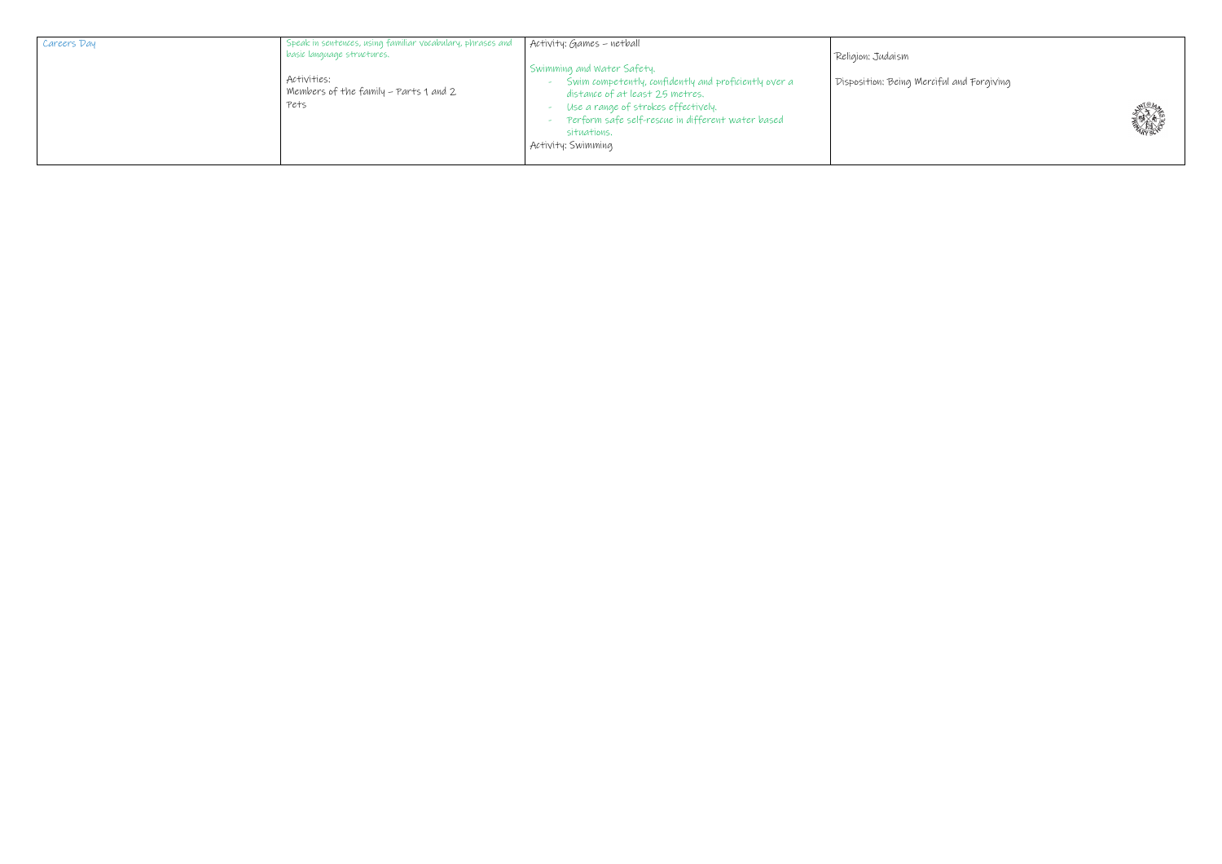| | | | |
|---|---|---|---|
| Careers Day | Speak in sentences, using familiar vocabulary, phrases and basic language structures.<br><br>Activities:<br>Members of the family – Parts 1 and 2<br>Pets | Activity: Games – netball<br><br>Swimming and Water Safety.<br>- Swim competently, confidently and proficiently over a distance of at least 25 metres.<br>- Use a range of strokes effectively.<br>- Perform safe self-rescue in different water based situations.<br>Activity: Swimming | Religion: Judaism<br><br>Disposition: Being Merciful and Forgiving |